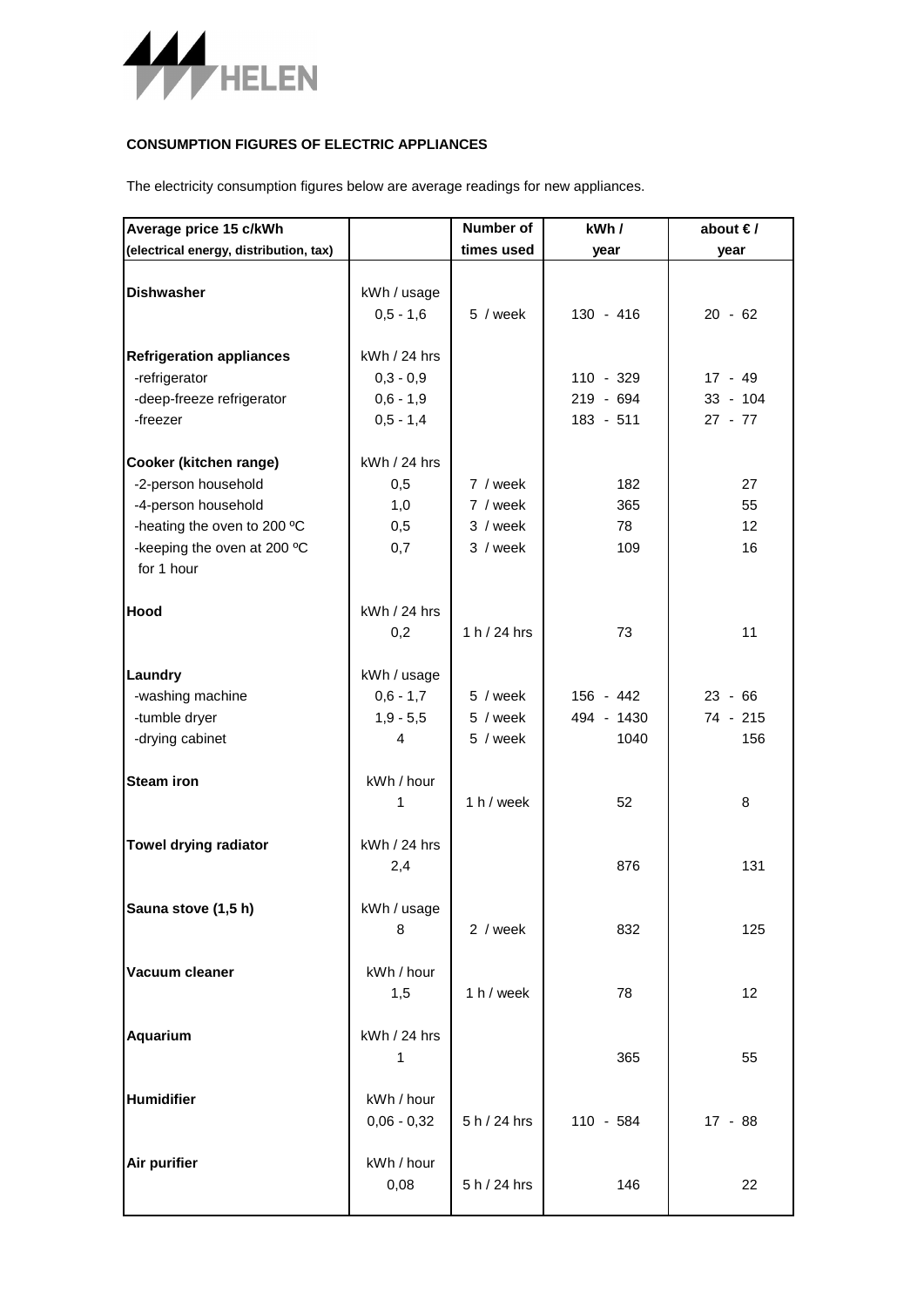HELEN

**CONSUMPTION FIGURES OF ELECTRIC APPLIANCES**

The electricity consumption figures below are average readings for new appliances.

| Average price 15 c/kWh (electrical energy, distribution, tax) | | Number of times used | kWh / year | about € / year |
|---|---|---|---|---|
| **Dishwasher** | kWh / usage | | | |
| | 0,5 - 1,6 | 5 / week | 130 - 416 | 20 - 62 |
| **Refrigeration appliances** | kWh / 24 hrs | | | |
| -refrigerator | 0,3 - 0,9 | | 110 - 329 | 17 - 49 |
| -deep-freeze refrigerator | 0,6 - 1,9 | | 219 - 694 | 33 - 104 |
| -freezer | 0,5 - 1,4 | | 183 - 511 | 27 - 77 |
| **Cooker (kitchen range)** | kWh / 24 hrs | | | |
| -2-person household | 0,5 | 7 / week | 182 | 27 |
| -4-person household | 1,0 | 7 / week | 365 | 55 |
| -heating the oven to 200 ºC | 0,5 | 3 / week | 78 | 12 |
| -keeping the oven at 200 ºC for 1 hour | 0,7 | 3 / week | 109 | 16 |
| **Hood** | kWh / 24 hrs | | | |
| | 0,2 | 1 h / 24 hrs | 73 | 11 |
| **Laundry** | kWh / usage | | | |
| -washing machine | 0,6 - 1,7 | 5 / week | 156 - 442 | 23 - 66 |
| -tumble dryer | 1,9 - 5,5 | 5 / week | 494 - 1430 | 74 - 215 |
| -drying cabinet | 4 | 5 / week | 1040 | 156 |
| **Steam iron** | kWh / hour | | | |
| | 1 | 1 h / week | 52 | 8 |
| **Towel drying radiator** | kWh / 24 hrs | | | |
| | 2,4 | | 876 | 131 |
| **Sauna stove (1,5 h)** | kWh / usage | | | |
| | 8 | 2 / week | 832 | 125 |
| **Vacuum cleaner** | kWh / hour | | | |
| | 1,5 | 1 h / week | 78 | 12 |
| **Aquarium** | kWh / 24 hrs | | | |
| | 1 | | 365 | 55 |
| **Humidifier** | kWh / hour | | | |
| | 0,06 - 0,32 | 5 h / 24 hrs | 110 - 584 | 17 - 88 |
| **Air purifier** | kWh / hour | | | |
| | 0,08 | 5 h / 24 hrs | 146 | 22 |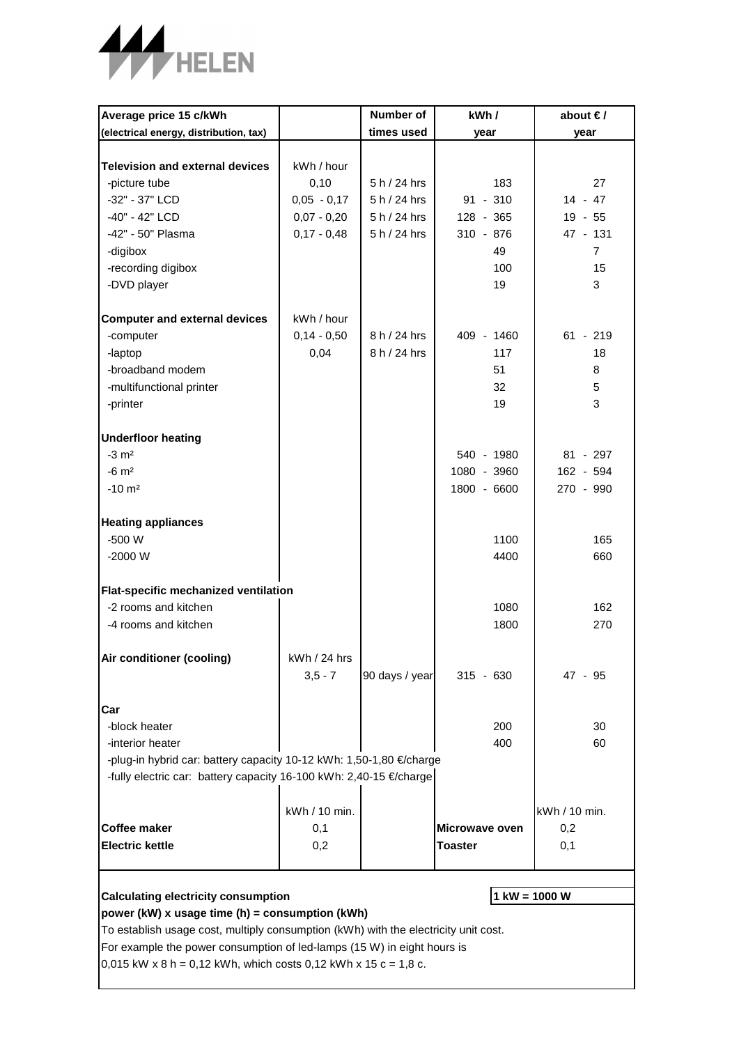HELEN

| Average price 15 c/kWh (electrical energy, distribution, tax) | | Number of times used | kWh / year | about € / year |
|---|---|---|---|---|
| **Television and external devices** | kWh / hour | | | |
| -picture tube | 0,10 | 5 h / 24 hrs | 183 | 27 |
| -32" - 37" LCD | 0,05 - 0,17 | 5 h / 24 hrs | 91 - 310 | 14 - 47 |
| -40" - 42" LCD | 0,07 - 0,20 | 5 h / 24 hrs | 128 - 365 | 19 - 55 |
| -42" - 50" Plasma | 0,17 - 0,48 | 5 h / 24 hrs | 310 - 876 | 47 - 131 |
| -digibox | | | 49 | 7 |
| -recording digibox | | | 100 | 15 |
| -DVD player | | | 19 | 3 |
| **Computer and external devices** | kWh / hour | | | |
| -computer | 0,14 - 0,50 | 8 h / 24 hrs | 409 - 1460 | 61 - 219 |
| -laptop | 0,04 | 8 h / 24 hrs | 117 | 18 |
| -broadband modem | | | 51 | 8 |
| -multifunctional printer | | | 32 | 5 |
| -printer | | | 19 | 3 |
| **Underfloor heating** | | | | |
| -3 m² | | | 540 - 1980 | 81 - 297 |
| -6 m² | | | 1080 - 3960 | 162 - 594 |
| -10 m² | | | 1800 - 6600 | 270 - 990 |
| **Heating appliances** | | | | |
| -500 W | | | 1100 | 165 |
| -2000 W | | | 4400 | 660 |
| **Flat-specific mechanized ventilation** | | | | |
| -2 rooms and kitchen | | | 1080 | 162 |
| -4 rooms and kitchen | | | 1800 | 270 |
| **Air conditioner (cooling)** | kWh / 24 hrs | | | |
| | 3,5 - 7 | 90 days / year | 315 - 630 | 47 - 95 |
| **Car** | | | | |
| -block heater | | | 200 | 30 |
| -interior heater | | | 400 | 60 |
| -plug-in hybrid car: battery capacity 10-12 kWh: 1,50-1,80 €/charge | | | | |
| -fully electric car: battery capacity 16-100 kWh: 2,40-15 €/charge | | | | |
| | kWh / 10 min. | | | kWh / 10 min. |
| **Coffee maker** | 0,1 | | **Microwave oven** | 0,2 |
| **Electric kettle** | 0,2 | | **Toaster** | 0,1 |

**Calculating electricity consumption**

**1 kW = 1000 W**

**power (kW) x usage time (h) = consumption (kWh)**

To establish usage cost, multiply consumption (kWh) with the electricity unit cost.

For example the power consumption of led-lamps (15 W) in eight hours is

0,015 kW x 8 h = 0,12 kWh, which costs 0,12 kWh x 15 c = 1,8 c.